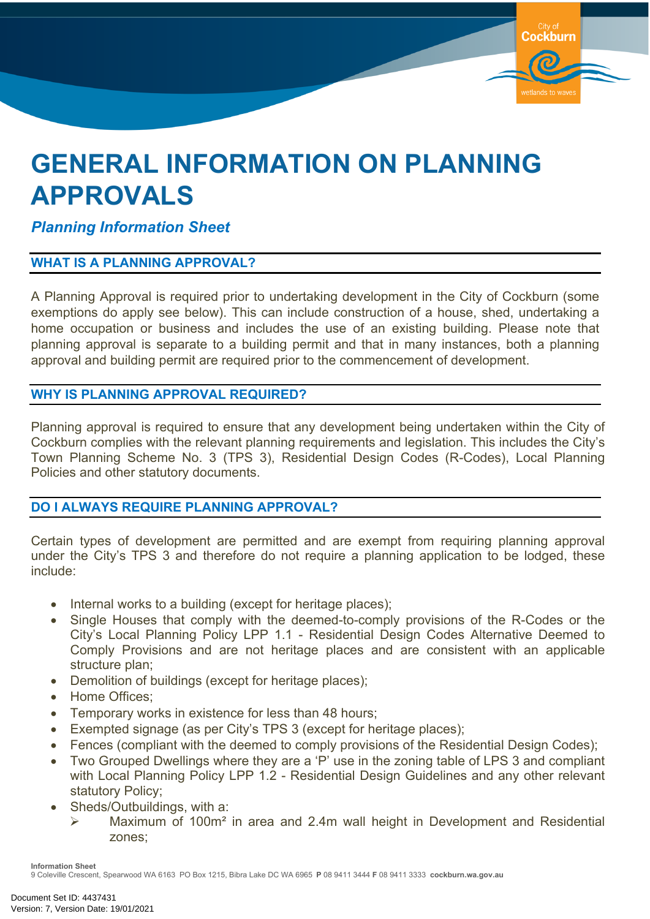# GENERAL INFORMATION ON PLANNING APPROVALS

*Planning Information Sheet*

## WHAT IS A PLANNING APPROVAL?

A Planning Approval is required prior to undertaking development in the City of Cockburn (some exemptions do apply see below). This can include construction of a house, shed, undertaking a home occupation or business and includes the use of an existing building. Please note that planning approval is separate to a building permit and that in many instances, both a planning approval and building permit are required prior to the commencement of development.

## WHY IS PLANNING APPROVAL REQUIRED?

Planning approval is required to ensure that any development being undertaken within the City of Cockburn complies with the relevant planning requirements and legislation. This includes the City's Town Planning Scheme No. 3 (TPS 3), Residential Design Codes (R-Codes), Local Planning Policies and other statutory documents.

## DO I ALWAYS REQUIRE PLANNING APPROVAL?

Certain types of development are permitted and are exempt from requiring planning approval under the City's TPS 3 and therefore do not require a planning application to be lodged, these include:

- Internal works to a building (except for heritage places);
- Single Houses that comply with the deemed-to-comply provisions of the R-Codes or the City's Local Planning Policy LPP 1.1 - Residential Design Codes Alternative Deemed to Comply Provisions and are not heritage places and are consistent with an applicable structure plan;
- Demolition of buildings (except for heritage places);
- Home Offices;
- Temporary works in existence for less than 48 hours;
- Exempted signage (as per City's TPS 3 (except for heritage places);
- Fences (compliant with the deemed to comply provisions of the Residential Design Codes);
- Two Grouped Dwellings where they are a 'P' use in the zoning table of LPS 3 and compliant with Local Planning Policy LPP 1.2 - Residential Design Guidelines and any other relevant statutory Policy;
- Sheds/Outbuildings, with a:
  - Maximum of 100m² in area and 2.4m wall height in Development and Residential zones;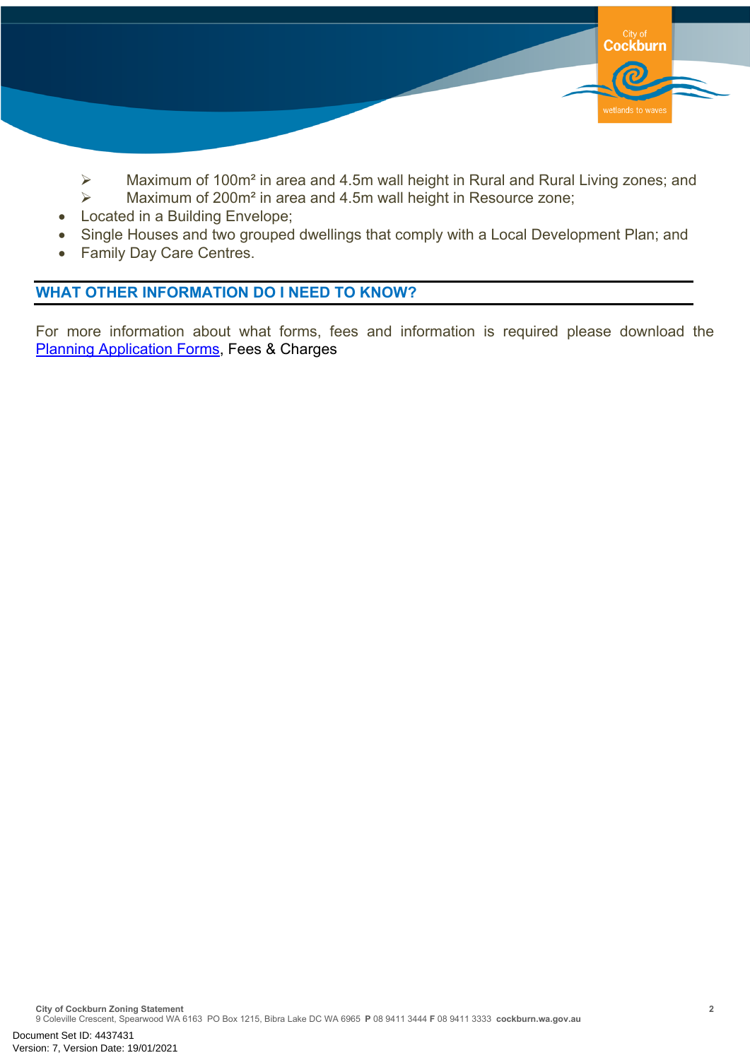- Maximum of 100m² in area and 4.5m wall height in Rural and Rural Living zones; and
  - Maximum of 200m² in area and 4.5m wall height in Resource zone;
- Located in a Building Envelope;
- Single Houses and two grouped dwellings that comply with a Local Development Plan; and
- Family Day Care Centres.

## WHAT OTHER INFORMATION DO I NEED TO KNOW?

For more information about what forms, fees and information is required please download the Planning Application Forms, Fees & Charges